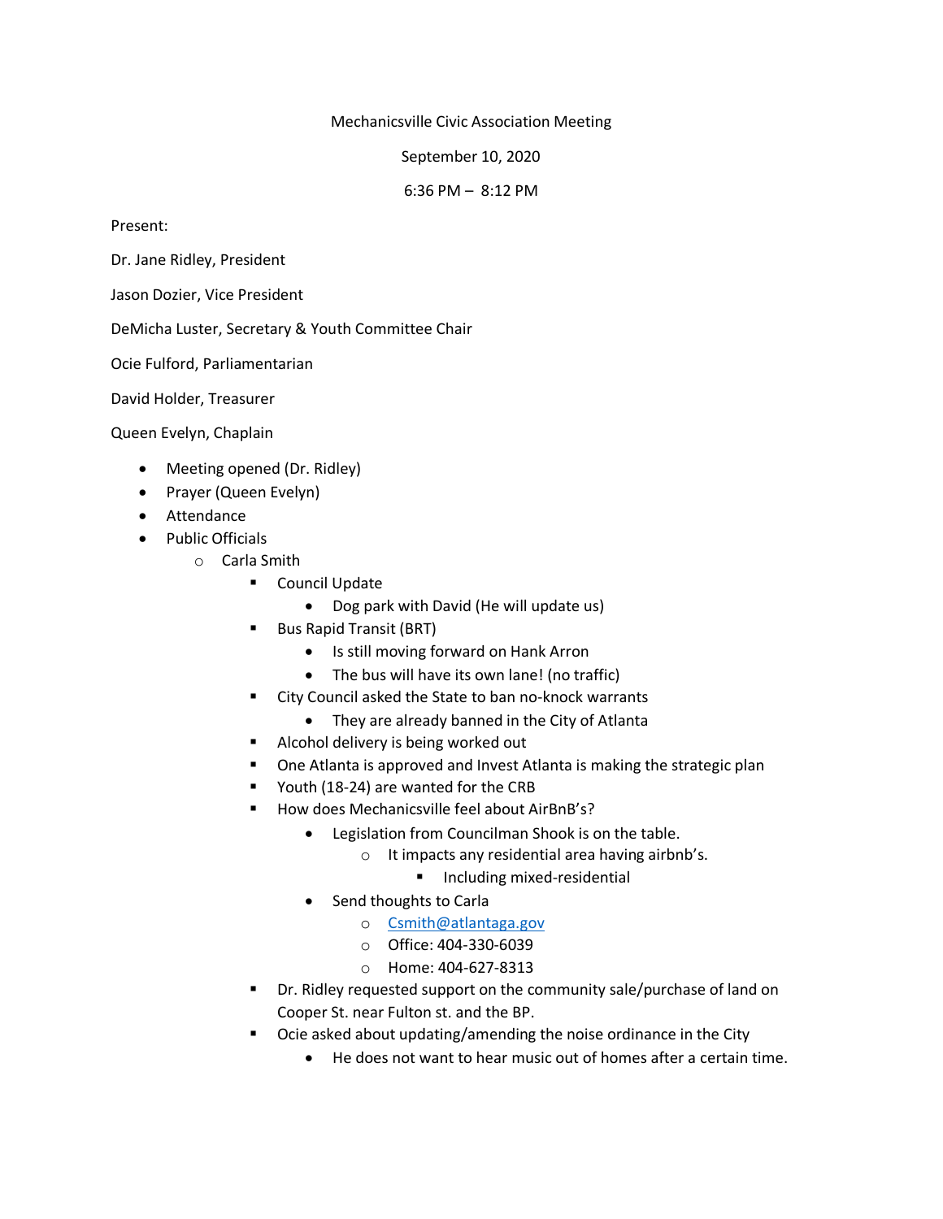Mechanicsville Civic Association Meeting

September 10, 2020

6:36 PM – 8:12 PM

Present:

Dr. Jane Ridley, President

Jason Dozier, Vice President

DeMicha Luster, Secretary & Youth Committee Chair

Ocie Fulford, Parliamentarian

David Holder, Treasurer

Queen Evelyn, Chaplain

- Meeting opened (Dr. Ridley)
- Prayer (Queen Evelyn)
- Attendance
- Public Officials
  - Carla Smith
    - Council Update
      - Dog park with David (He will update us)
    - Bus Rapid Transit (BRT)
      - Is still moving forward on Hank Arron
      - The bus will have its own lane! (no traffic)
    - City Council asked the State to ban no-knock warrants
      - They are already banned in the City of Atlanta
    - Alcohol delivery is being worked out
    - One Atlanta is approved and Invest Atlanta is making the strategic plan
    - Youth (18-24) are wanted for the CRB
    - How does Mechanicsville feel about AirBnB's?
      - Legislation from Councilman Shook is on the table.
        - It impacts any residential area having airbnb's.
          - Including mixed-residential
      - Send thoughts to Carla
        - Csmith@atlantaga.gov
        - Office: 404-330-6039
        - Home: 404-627-8313
    - Dr. Ridley requested support on the community sale/purchase of land on Cooper St. near Fulton st. and the BP.
    - Ocie asked about updating/amending the noise ordinance in the City
      - He does not want to hear music out of homes after a certain time.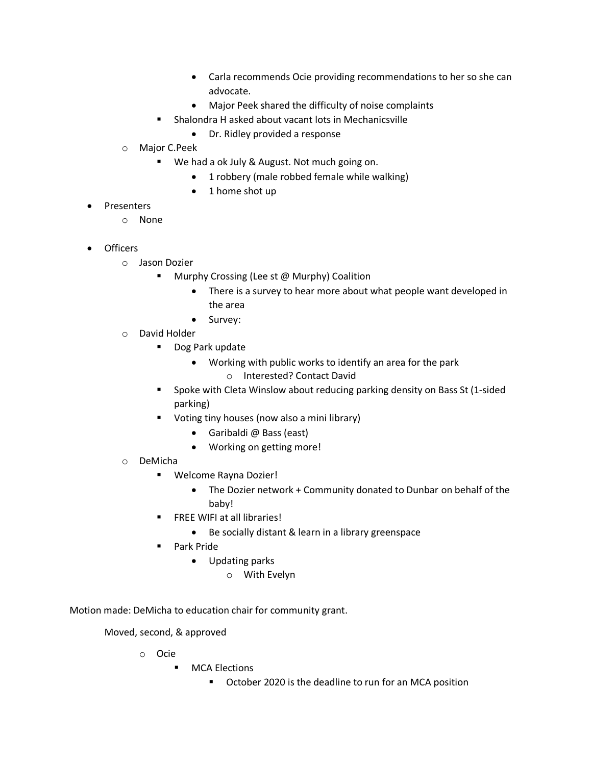- Carla recommends Ocie providing recommendations to her so she can advocate.
            - Major Peek shared the difficulty of noise complaints
        - Shalondra H asked about vacant lots in Mechanicsville
            - Dr. Ridley provided a response
    - Major C.Peek
        - We had a ok July & August. Not much going on.
            - 1 robbery (male robbed female while walking)
            - 1 home shot up
- Presenters
    - None
- Officers
    - Jason Dozier
        - Murphy Crossing (Lee st @ Murphy) Coalition
            - There is a survey to hear more about what people want developed in the area
            - Survey:
    - David Holder
        - Dog Park update
            - Working with public works to identify an area for the park
                - Interested? Contact David
        - Spoke with Cleta Winslow about reducing parking density on Bass St (1-sided parking)
        - Voting tiny houses (now also a mini library)
            - Garibaldi @ Bass (east)
            - Working on getting more!
    - DeMicha
        - Welcome Rayna Dozier!
            - The Dozier network + Community donated to Dunbar on behalf of the baby!
        - FREE WIFI at all libraries!
            - Be socially distant & learn in a library greenspace
        - Park Pride
            - Updating parks
                - With Evelyn

Motion made: DeMicha to education chair for community grant.

Moved, second, & approved

- Ocie
    - MCA Elections
        - October 2020 is the deadline to run for an MCA position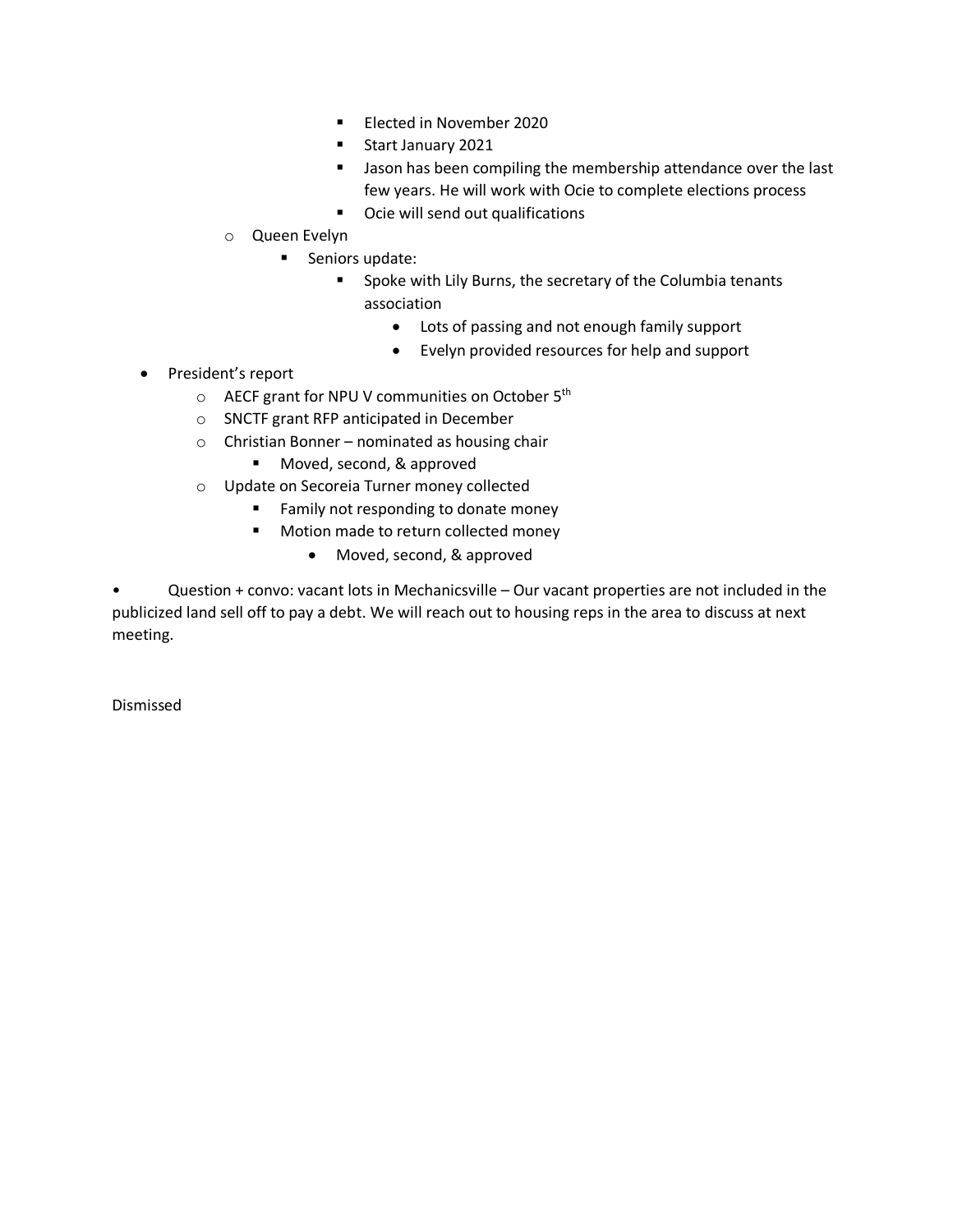- Elected in November 2020
            - Start January 2021
            - Jason has been compiling the membership attendance over the last few years. He will work with Ocie to complete elections process
            - Ocie will send out qualifications
    - Queen Evelyn
        - Seniors update:
            - Spoke with Lily Burns, the secretary of the Columbia tenants association
                - Lots of passing and not enough family support
                - Evelyn provided resources for help and support
- President's report
    - AECF grant for NPU V communities on October 5th
    - SNCTF grant RFP anticipated in December
    - Christian Bonner – nominated as housing chair
        - Moved, second, & approved
    - Update on Secoreia Turner money collected
        - Family not responding to donate money
        - Motion made to return collected money
            - Moved, second, & approved

- Question + convo: vacant lots in Mechanicsville – Our vacant properties are not included in the publicized land sell off to pay a debt. We will reach out to housing reps in the area to discuss at next meeting.

Dismissed